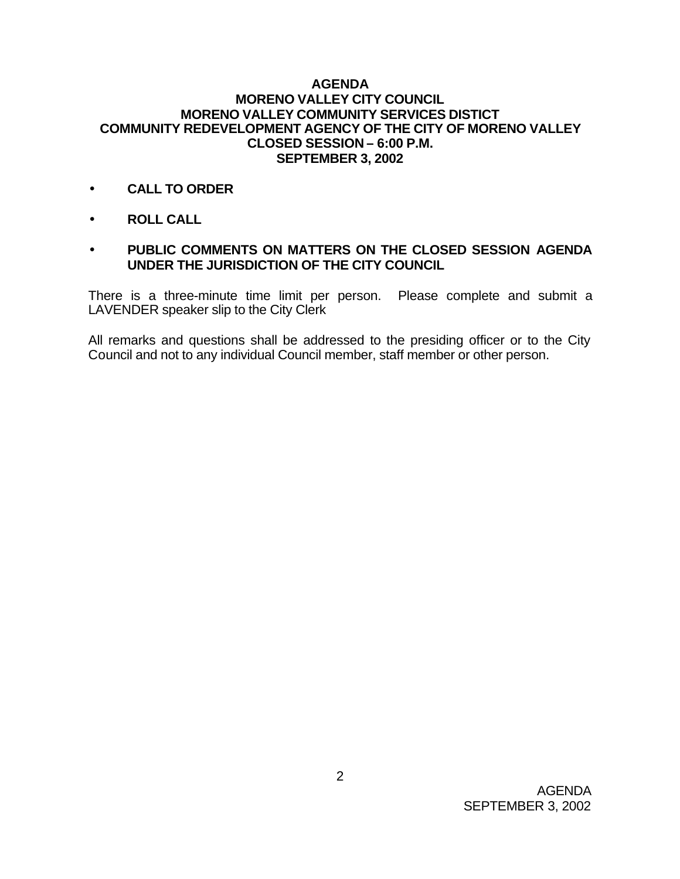**AGENDA**
**MORENO VALLEY CITY COUNCIL**
**MORENO VALLEY COMMUNITY SERVICES DISTICT**
**COMMUNITY REDEVELOPMENT AGENCY OF THE CITY OF MORENO VALLEY**
**CLOSED SESSION – 6:00 P.M.**
**SEPTEMBER 3, 2002**

- **CALL TO ORDER**
- **ROLL CALL**
- **PUBLIC COMMENTS ON MATTERS ON THE CLOSED SESSION AGENDA UNDER THE JURISDICTION OF THE CITY COUNCIL**

There is a three-minute time limit per person. Please complete and submit a LAVENDER speaker slip to the City Clerk

All remarks and questions shall be addressed to the presiding officer or to the City Council and not to any individual Council member, staff member or other person.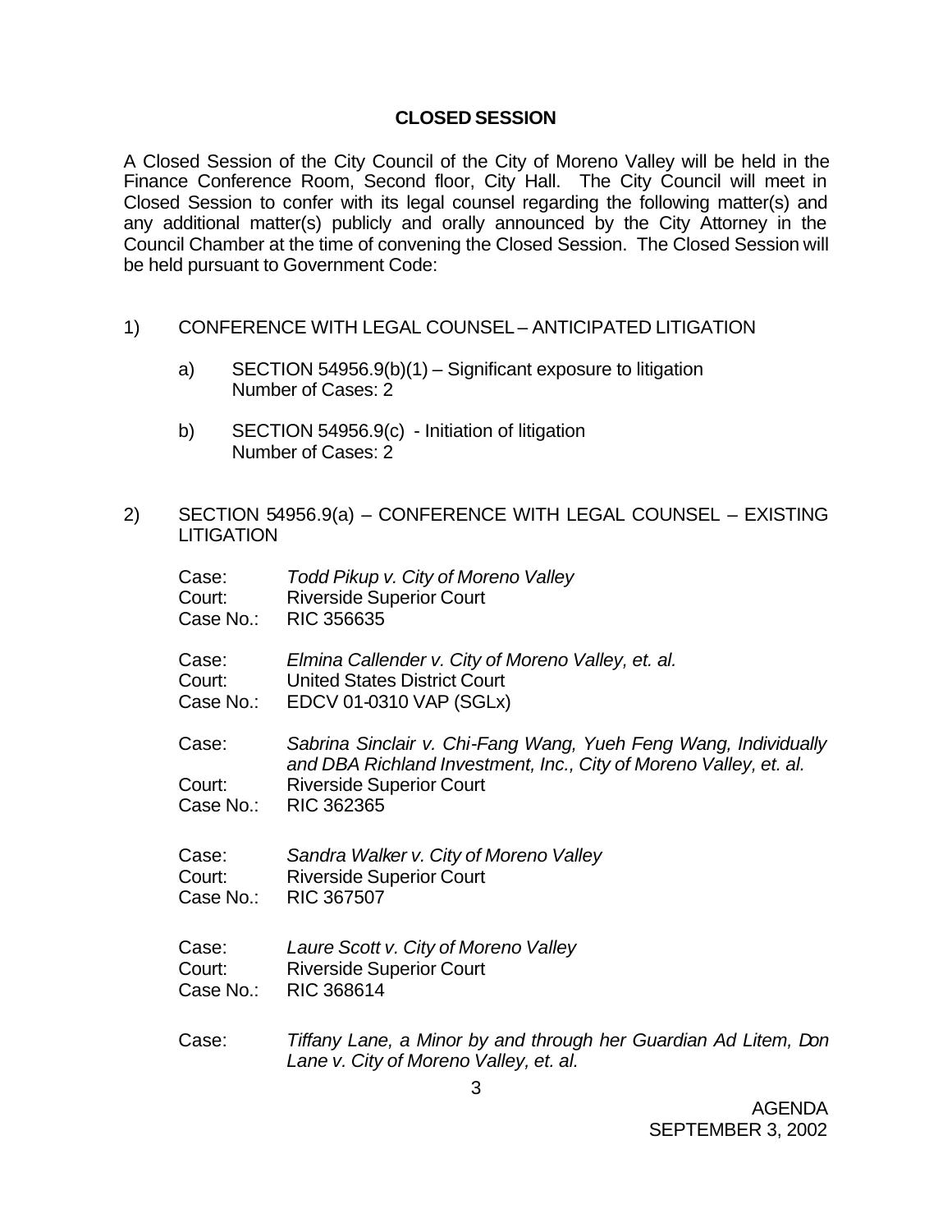## CLOSED SESSION

A Closed Session of the City Council of the City of Moreno Valley will be held in the Finance Conference Room, Second floor, City Hall. The City Council will meet in Closed Session to confer with its legal counsel regarding the following matter(s) and any additional matter(s) publicly and orally announced by the City Attorney in the Council Chamber at the time of convening the Closed Session. The Closed Session will be held pursuant to Government Code:

1) CONFERENCE WITH LEGAL COUNSEL – ANTICIPATED LITIGATION

   a) SECTION 54956.9(b)(1) – Significant exposure to litigation
      Number of Cases: 2

   b) SECTION 54956.9(c) - Initiation of litigation
      Number of Cases: 2

2) SECTION 54956.9(a) – CONFERENCE WITH LEGAL COUNSEL – EXISTING LITIGATION

   Case: *Todd Pikup v. City of Moreno Valley*
   Court: Riverside Superior Court
   Case No.: RIC 356635

   Case: *Elmina Callender v. City of Moreno Valley, et. al.*
   Court: United States District Court
   Case No.: EDCV 01-0310 VAP (SGLx)

   Case: *Sabrina Sinclair v. Chi-Fang Wang, Yueh Feng Wang, Individually and DBA Richland Investment, Inc., City of Moreno Valley, et. al.*
   Court: Riverside Superior Court
   Case No.: RIC 362365

   Case: *Sandra Walker v. City of Moreno Valley*
   Court: Riverside Superior Court
   Case No.: RIC 367507

   Case: *Laure Scott v. City of Moreno Valley*
   Court: Riverside Superior Court
   Case No.: RIC 368614

   Case: *Tiffany Lane, a Minor by and through her Guardian Ad Litem, Don Lane v. City of Moreno Valley, et. al.*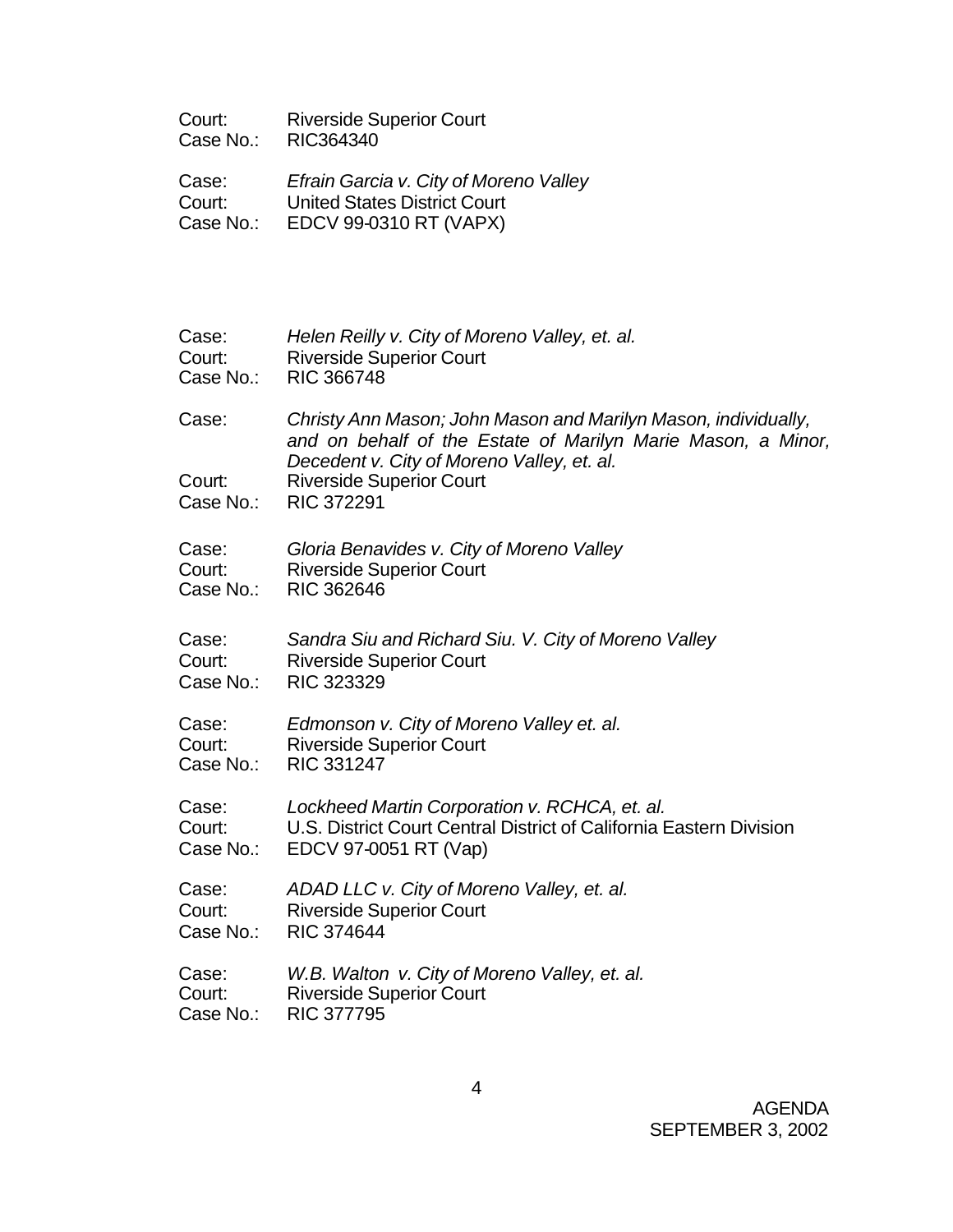Court: Riverside Superior Court
Case No.: RIC364340

Case: *Efrain Garcia v. City of Moreno Valley*
Court: United States District Court
Case No.: EDCV 99-0310 RT (VAPX)

Case: *Helen Reilly v. City of Moreno Valley, et. al.*
Court: Riverside Superior Court
Case No.: RIC 366748

Case: *Christy Ann Mason; John Mason and Marilyn Mason, individually, and on behalf of the Estate of Marilyn Marie Mason, a Minor, Decedent v. City of Moreno Valley, et. al.*
Court: Riverside Superior Court
Case No.: RIC 372291

Case: *Gloria Benavides v. City of Moreno Valley*
Court: Riverside Superior Court
Case No.: RIC 362646

Case: *Sandra Siu and Richard Siu. V. City of Moreno Valley*
Court: Riverside Superior Court
Case No.: RIC 323329

Case: *Edmonson v. City of Moreno Valley et. al.*
Court: Riverside Superior Court
Case No.: RIC 331247

Case: *Lockheed Martin Corporation v. RCHCA, et. al.*
Court: U.S. District Court Central District of California Eastern Division
Case No.: EDCV 97-0051 RT (Vap)

Case: *ADAD LLC v. City of Moreno Valley, et. al.*
Court: Riverside Superior Court
Case No.: RIC 374644

Case: *W.B. Walton v. City of Moreno Valley, et. al.*
Court: Riverside Superior Court
Case No.: RIC 377795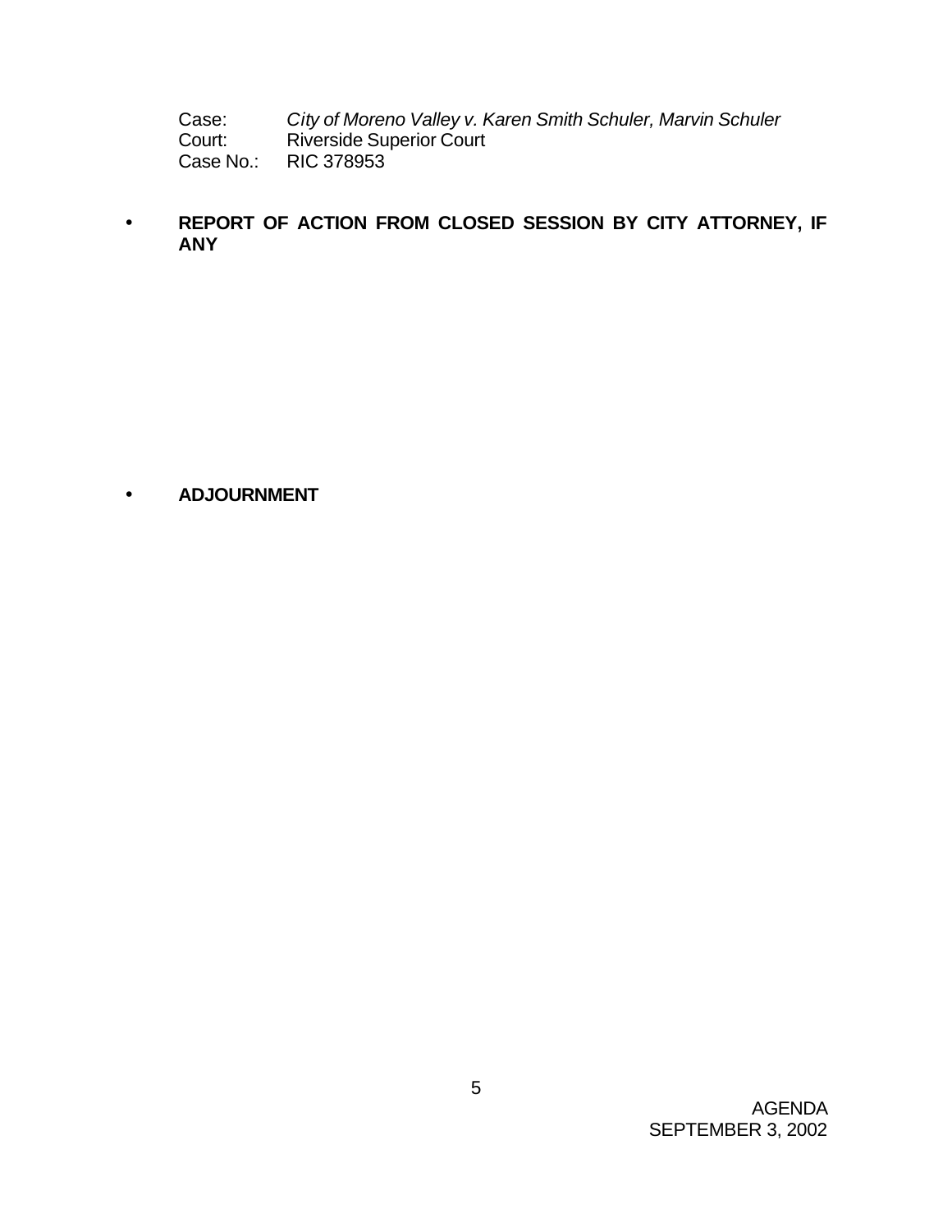Case: *City of Moreno Valley v. Karen Smith Schuler, Marvin Schuler*
Court: Riverside Superior Court
Case No.: RIC 378953

- **REPORT OF ACTION FROM CLOSED SESSION BY CITY ATTORNEY, IF ANY**

- **ADJOURNMENT**